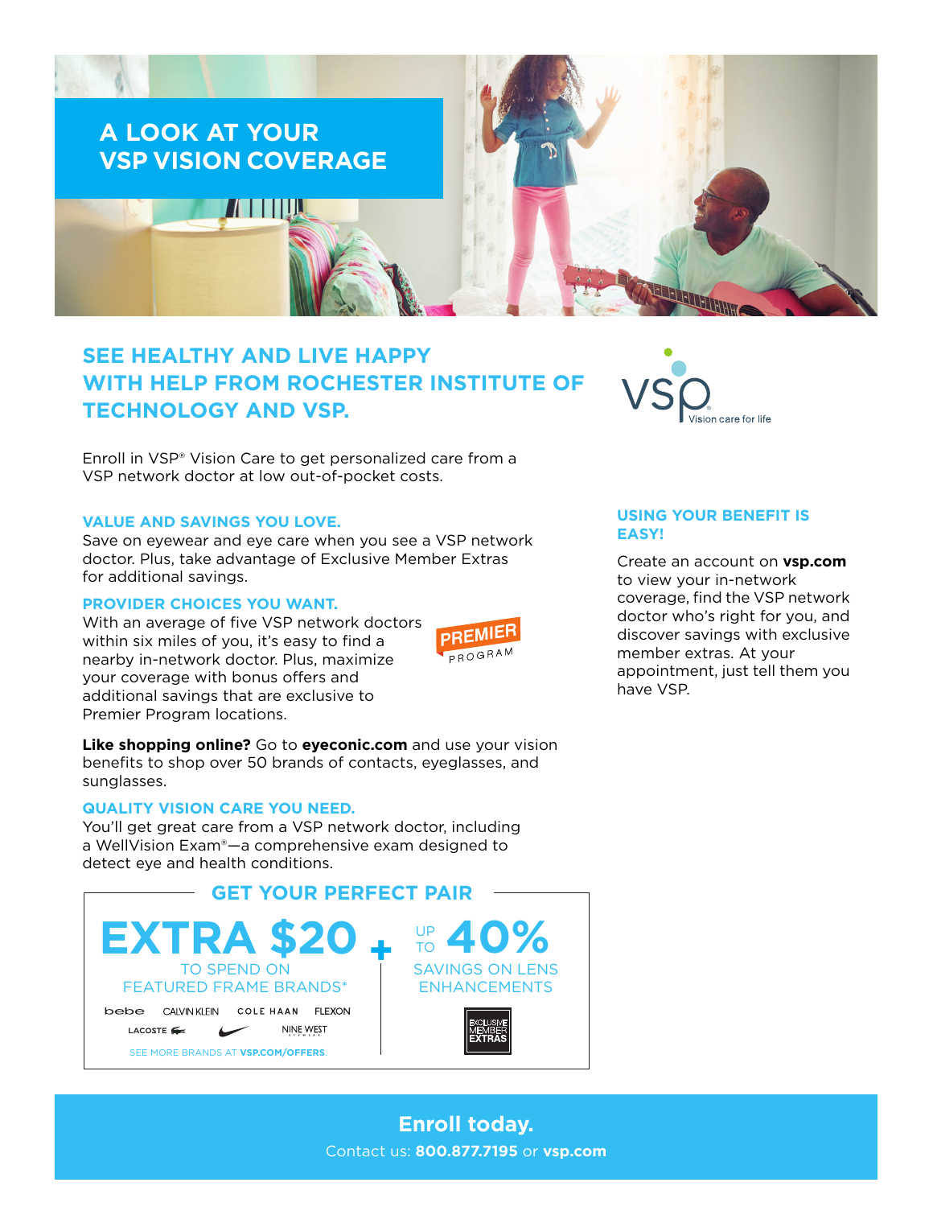# A LOOK AT YOUR VSP VISION COVERAGE

## SEE HEALTHY AND LIVE HAPPY WITH HELP FROM ROCHESTER INSTITUTE OF TECHNOLOGY AND VSP.

VSP Vision care for life

Enroll in VSP® Vision Care to get personalized care from a VSP network doctor at low out-of-pocket costs.

### VALUE AND SAVINGS YOU LOVE.

Save on eyewear and eye care when you see a VSP network doctor. Plus, take advantage of Exclusive Member Extras for additional savings.

### PROVIDER CHOICES YOU WANT.

With an average of five VSP network doctors within six miles of you, it's easy to find a nearby in-network doctor. Plus, maximize your coverage with bonus offers and additional savings that are exclusive to Premier Program locations.

PREMIER PROGRAM

**Like shopping online?** Go to **eyeconic.com** and use your vision benefits to shop over 50 brands of contacts, eyeglasses, and sunglasses.

### QUALITY VISION CARE YOU NEED.

You'll get great care from a VSP network doctor, including a WellVision Exam®—a comprehensive exam designed to detect eye and health conditions.

### USING YOUR BENEFIT IS EASY!

Create an account on **vsp.com** to view your in-network coverage, find the VSP network doctor who's right for you, and discover savings with exclusive member extras. At your appointment, just tell them you have VSP.

## GET YOUR PERFECT PAIR

**EXTRA $20** TO SPEND ON FEATURED FRAME BRANDS*

bebe · CALVIN KLEIN · COLE HAAN · FLEXON · LACOSTE · NIKE · NINE WEST

SEE MORE BRANDS AT **VSP.COM/OFFERS**.

**+**

**UP TO 40%** SAVINGS ON LENS ENHANCEMENTS

EXCLUSIVE MEMBER EXTRAS

**Enroll today.**

Contact us: **800.877.7195** or **vsp.com**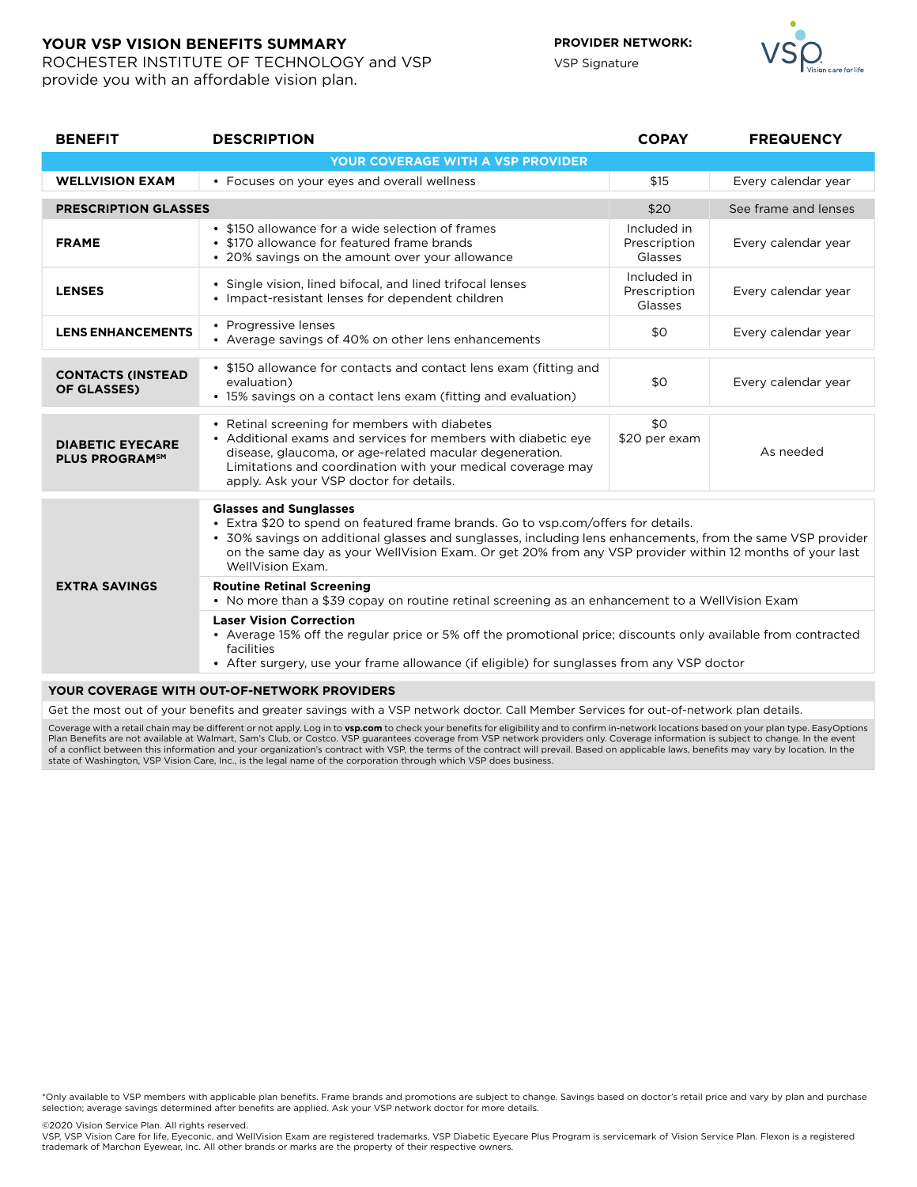## YOUR VSP VISION BENEFITS SUMMARY

ROCHESTER INSTITUTE OF TECHNOLOGY and VSP provide you with an affordable vision plan.

**PROVIDER NETWORK:**

VSP Signature

| BENEFIT | DESCRIPTION | COPAY | FREQUENCY |
|---|---|---|---|
| | **YOUR COVERAGE WITH A VSP PROVIDER** | | |
| **WELLVISION EXAM** | • Focuses on your eyes and overall wellness | $15 | Every calendar year |
| **PRESCRIPTION GLASSES** | | $20 | See frame and lenses |
| **FRAME** | • $150 allowance for a wide selection of frames<br>• $170 allowance for featured frame brands<br>• 20% savings on the amount over your allowance | Included in Prescription Glasses | Every calendar year |
| **LENSES** | • Single vision, lined bifocal, and lined trifocal lenses<br>• Impact-resistant lenses for dependent children | Included in Prescription Glasses | Every calendar year |
| **LENS ENHANCEMENTS** | • Progressive lenses<br>• Average savings of 40% on other lens enhancements | $0 | Every calendar year |
| **CONTACTS (INSTEAD OF GLASSES)** | • $150 allowance for contacts and contact lens exam (fitting and evaluation)<br>• 15% savings on a contact lens exam (fitting and evaluation) | $0 | Every calendar year |
| **DIABETIC EYECARE PLUS PROGRAM℠** | • Retinal screening for members with diabetes<br>• Additional exams and services for members with diabetic eye disease, glaucoma, or age-related macular degeneration. Limitations and coordination with your medical coverage may apply. Ask your VSP doctor for details. | $0<br>$20 per exam | As needed |
| **EXTRA SAVINGS** | **Glasses and Sunglasses**<br>• Extra $20 to spend on featured frame brands. Go to vsp.com/offers for details.<br>• 30% savings on additional glasses and sunglasses, including lens enhancements, from the same VSP provider on the same day as your WellVision Exam. Or get 20% from any VSP provider within 12 months of your last WellVision Exam.<br>**Routine Retinal Screening**<br>• No more than a $39 copay on routine retinal screening as an enhancement to a WellVision Exam<br>**Laser Vision Correction**<br>• Average 15% off the regular price or 5% off the promotional price; discounts only available from contracted facilities<br>• After surgery, use your frame allowance (if eligible) for sunglasses from any VSP doctor | | |

**YOUR COVERAGE WITH OUT-OF-NETWORK PROVIDERS**

Get the most out of your benefits and greater savings with a VSP network doctor. Call Member Services for out-of-network plan details.

Coverage with a retail chain may be different or not apply. Log in to **vsp.com** to check your benefits for eligibility and to confirm in-network locations based on your plan type. EasyOptions Plan Benefits are not available at Walmart, Sam's Club, or Costco. VSP guarantees coverage from VSP network providers only. Coverage information is subject to change. In the event of a conflict between this information and your organization's contract with VSP, the terms of the contract will prevail. Based on applicable laws, benefits may vary by location. In the state of Washington, VSP Vision Care, Inc., is the legal name of the corporation through which VSP does business.

*Only available to VSP members with applicable plan benefits. Frame brands and promotions are subject to change. Savings based on doctor's retail price and vary by plan and purchase selection; average savings determined after benefits are applied. Ask your VSP network doctor for more details.

©2020 Vision Service Plan. All rights reserved.
VSP, VSP Vision Care for life, Eyeconic, and WellVision Exam are registered trademarks, VSP Diabetic Eyecare Plus Program is servicemark of Vision Service Plan. Flexon is a registered trademark of Marchon Eyewear, Inc. All other brands or marks are the property of their respective owners.